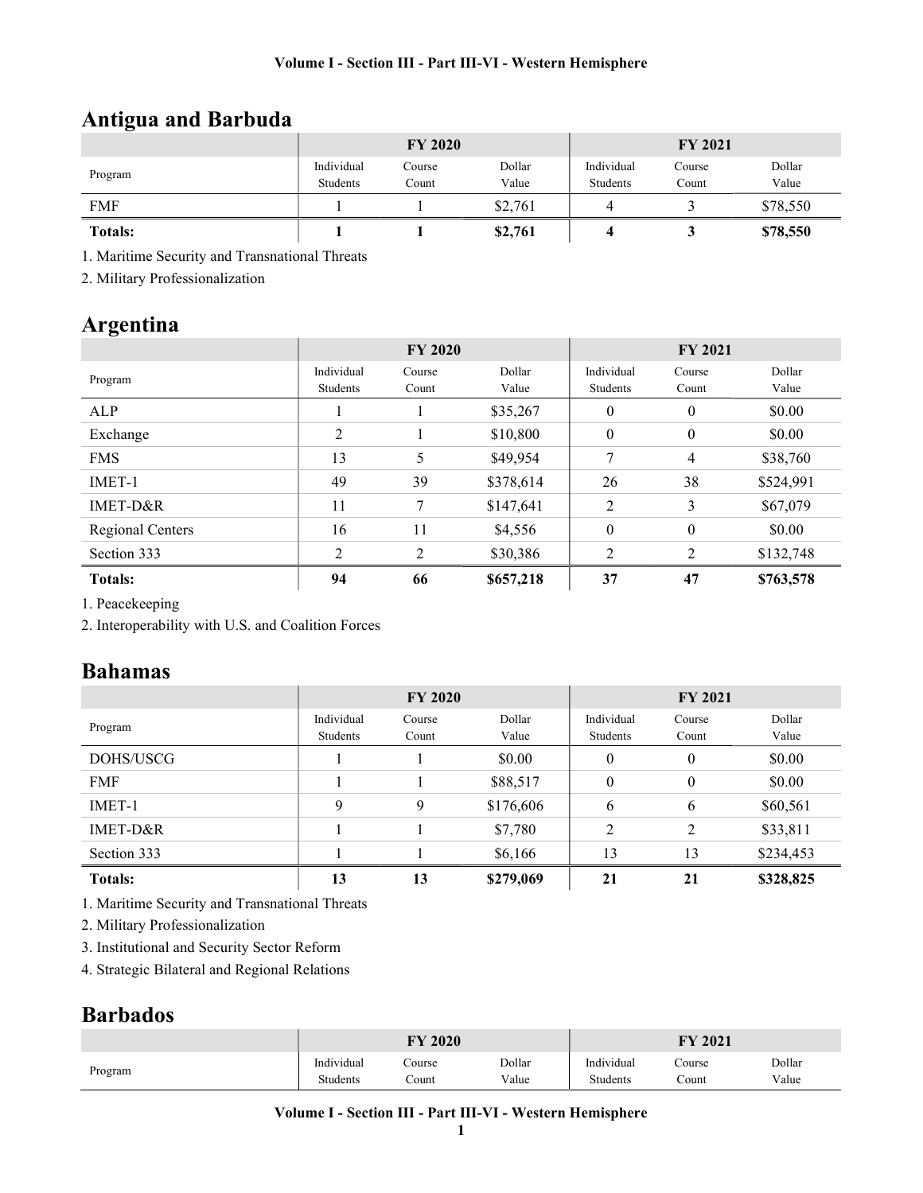## Antigua and Barbuda

| Program | FY 2020 | | | FY 2021 | | |
|---|---|---|---|---|---|---|
| | Individual Students | Course Count | Dollar Value | Individual Students | Course Count | Dollar Value |
| FMF | 1 | 1 | $2,761 | 4 | 3 | $78,550 |
| **Totals:** | **1** | **1** | **$2,761** | **4** | **3** | **$78,550** |

1. Maritime Security and Transnational Threats
2. Military Professionalization

## Argentina

| Program | FY 2020 | | | FY 2021 | | |
|---|---|---|---|---|---|---|
| | Individual Students | Course Count | Dollar Value | Individual Students | Course Count | Dollar Value |
| ALP | 1 | 1 | $35,267 | 0 | 0 | $0.00 |
| Exchange | 2 | 1 | $10,800 | 0 | 0 | $0.00 |
| FMS | 13 | 5 | $49,954 | 7 | 4 | $38,760 |
| IMET-1 | 49 | 39 | $378,614 | 26 | 38 | $524,991 |
| IMET-D&R | 11 | 7 | $147,641 | 2 | 3 | $67,079 |
| Regional Centers | 16 | 11 | $4,556 | 0 | 0 | $0.00 |
| Section 333 | 2 | 2 | $30,386 | 2 | 2 | $132,748 |
| **Totals:** | **94** | **66** | **$657,218** | **37** | **47** | **$763,578** |

1. Peacekeeping
2. Interoperability with U.S. and Coalition Forces

## Bahamas

| Program | FY 2020 | | | FY 2021 | | |
|---|---|---|---|---|---|---|
| | Individual Students | Course Count | Dollar Value | Individual Students | Course Count | Dollar Value |
| DOHS/USCG | 1 | 1 | $0.00 | 0 | 0 | $0.00 |
| FMF | 1 | 1 | $88,517 | 0 | 0 | $0.00 |
| IMET-1 | 9 | 9 | $176,606 | 6 | 6 | $60,561 |
| IMET-D&R | 1 | 1 | $7,780 | 2 | 2 | $33,811 |
| Section 333 | 1 | 1 | $6,166 | 13 | 13 | $234,453 |
| **Totals:** | **13** | **13** | **$279,069** | **21** | **21** | **$328,825** |

1. Maritime Security and Transnational Threats
2. Military Professionalization
3. Institutional and Security Sector Reform
4. Strategic Bilateral and Regional Relations

## Barbados

| Program | FY 2020 | | | FY 2021 | | |
|---|---|---|---|---|---|---|
| | Individual Students | Course Count | Dollar Value | Individual Students | Course Count | Dollar Value |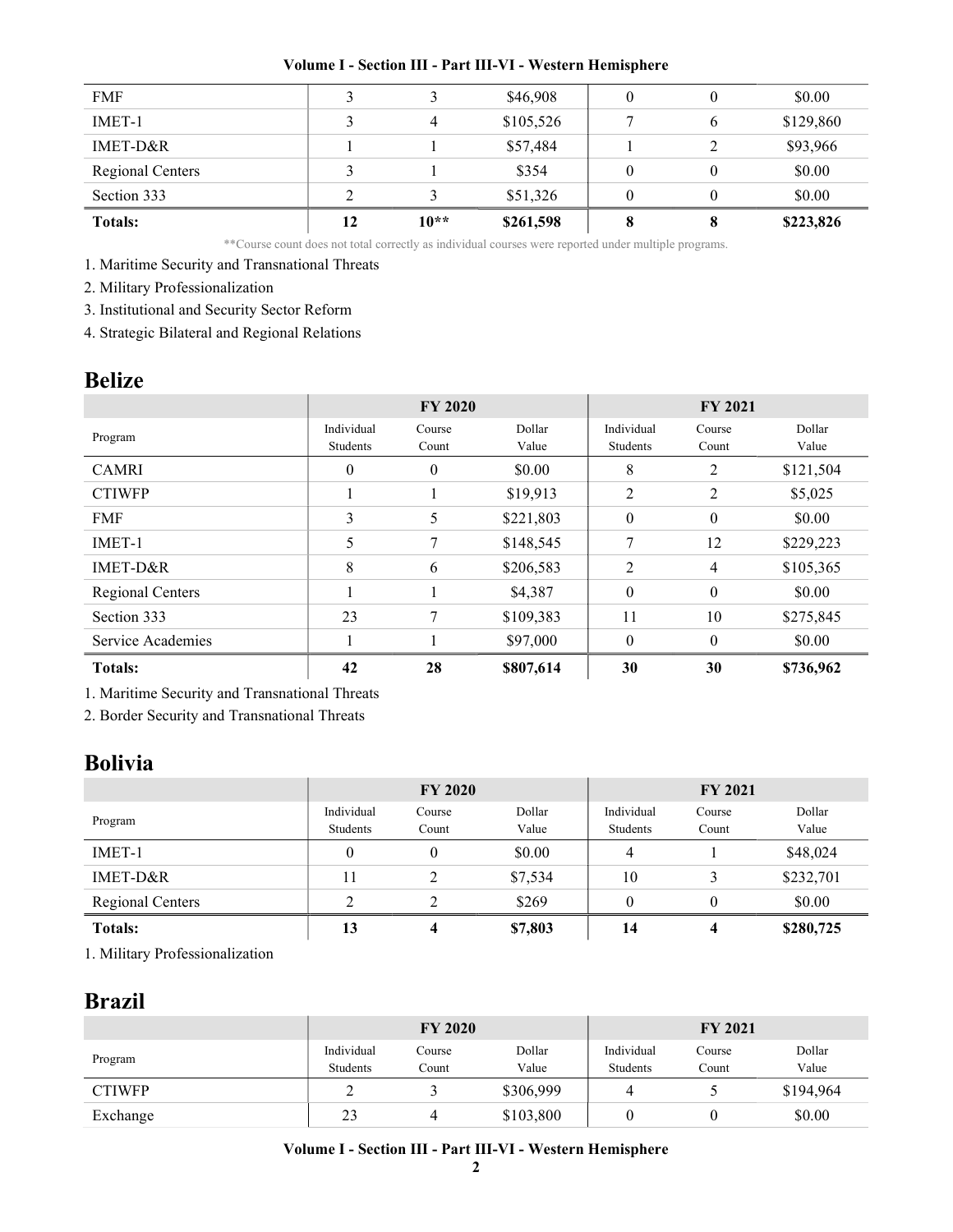| Program | FY 2020 Individual Students | FY 2020 Course Count | FY 2020 Dollar Value | FY 2021 Individual Students | FY 2021 Course Count | FY 2021 Dollar Value |
|---|---|---|---|---|---|---|
| FMF | 3 | 3 | $46,908 | 0 | 0 | $0.00 |
| IMET-1 | 3 | 4 | $105,526 | 7 | 6 | $129,860 |
| IMET-D&R | 1 | 1 | $57,484 | 1 | 2 | $93,966 |
| Regional Centers | 3 | 1 | $354 | 0 | 0 | $0.00 |
| Section 333 | 2 | 3 | $51,326 | 0 | 0 | $0.00 |
| **Totals:** | **12** | **10**** | **$261,598** | **8** | **8** | **$223,826** |

**Course count does not total correctly as individual courses were reported under multiple programs.

1. Maritime Security and Transnational Threats
2. Military Professionalization
3. Institutional and Security Sector Reform
4. Strategic Bilateral and Regional Relations

## Belize

| | FY 2020 | | | FY 2021 | | |
|---|---|---|---|---|---|---|
| Program | Individual Students | Course Count | Dollar Value | Individual Students | Course Count | Dollar Value |
| CAMRI | 0 | 0 | $0.00 | 8 | 2 | $121,504 |
| CTIWFP | 1 | 1 | $19,913 | 2 | 2 | $5,025 |
| FMF | 3 | 5 | $221,803 | 0 | 0 | $0.00 |
| IMET-1 | 5 | 7 | $148,545 | 7 | 12 | $229,223 |
| IMET-D&R | 8 | 6 | $206,583 | 2 | 4 | $105,365 |
| Regional Centers | 1 | 1 | $4,387 | 0 | 0 | $0.00 |
| Section 333 | 23 | 7 | $109,383 | 11 | 10 | $275,845 |
| Service Academies | 1 | 1 | $97,000 | 0 | 0 | $0.00 |
| **Totals:** | **42** | **28** | **$807,614** | **30** | **30** | **$736,962** |

1. Maritime Security and Transnational Threats
2. Border Security and Transnational Threats

## Bolivia

| | FY 2020 | | | FY 2021 | | |
|---|---|---|---|---|---|---|
| Program | Individual Students | Course Count | Dollar Value | Individual Students | Course Count | Dollar Value |
| IMET-1 | 0 | 0 | $0.00 | 4 | 1 | $48,024 |
| IMET-D&R | 11 | 2 | $7,534 | 10 | 3 | $232,701 |
| Regional Centers | 2 | 2 | $269 | 0 | 0 | $0.00 |
| **Totals:** | **13** | **4** | **$7,803** | **14** | **4** | **$280,725** |

1. Military Professionalization

## Brazil

| | FY 2020 | | | FY 2021 | | |
|---|---|---|---|---|---|---|
| Program | Individual Students | Course Count | Dollar Value | Individual Students | Course Count | Dollar Value |
| CTIWFP | 2 | 3 | $306,999 | 4 | 5 | $194,964 |
| Exchange | 23 | 4 | $103,800 | 0 | 0 | $0.00 |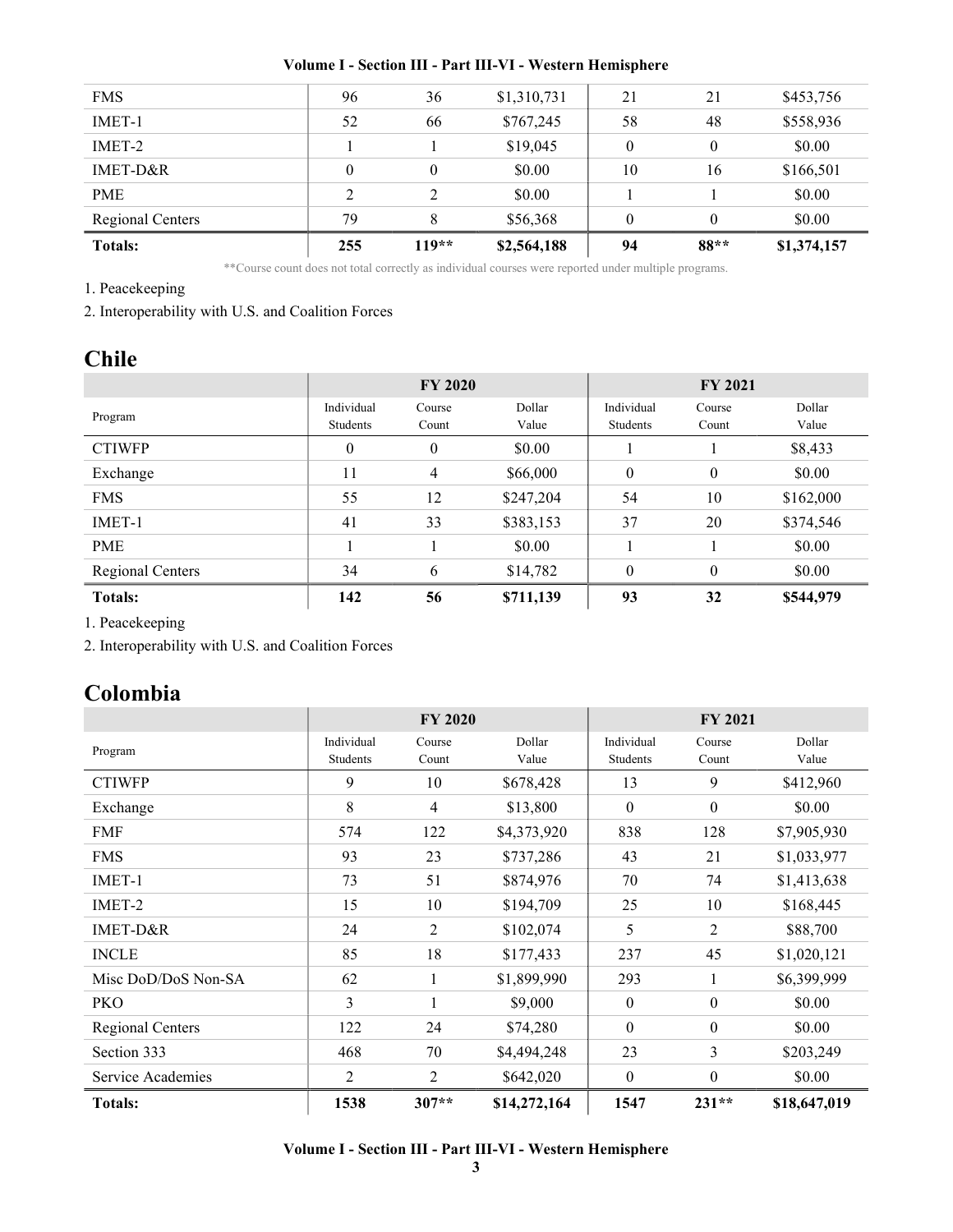| FMS | 96 | 36 | $1,310,731 | 21 | 21 | $453,756 |
|---|---|---|---|---|---|---|
| IMET-1 | 52 | 66 | $767,245 | 58 | 48 | $558,936 |
| IMET-2 | 1 | 1 | $19,045 | 0 | 0 | $0.00 |
| IMET-D&R | 0 | 0 | $0.00 | 10 | 16 | $166,501 |
| PME | 2 | 2 | $0.00 | 1 | 1 | $0.00 |
| Regional Centers | 79 | 8 | $56,368 | 0 | 0 | $0.00 |
| **Totals:** | **255** | **119**** | **$2,564,188** | **94** | **88**** | **$1,374,157** |

**Course count does not total correctly as individual courses were reported under multiple programs.

1. Peacekeeping
2. Interoperability with U.S. and Coalition Forces

## Chile

| | FY 2020 | | | FY 2021 | | |
|---|---|---|---|---|---|---|
| Program | Individual Students | Course Count | Dollar Value | Individual Students | Course Count | Dollar Value |
| CTIWFP | 0 | 0 | $0.00 | 1 | 1 | $8,433 |
| Exchange | 11 | 4 | $66,000 | 0 | 0 | $0.00 |
| FMS | 55 | 12 | $247,204 | 54 | 10 | $162,000 |
| IMET-1 | 41 | 33 | $383,153 | 37 | 20 | $374,546 |
| PME | 1 | 1 | $0.00 | 1 | 1 | $0.00 |
| Regional Centers | 34 | 6 | $14,782 | 0 | 0 | $0.00 |
| **Totals:** | **142** | **56** | **$711,139** | **93** | **32** | **$544,979** |

1. Peacekeeping
2. Interoperability with U.S. and Coalition Forces

## Colombia

| | FY 2020 | | | FY 2021 | | |
|---|---|---|---|---|---|---|
| Program | Individual Students | Course Count | Dollar Value | Individual Students | Course Count | Dollar Value |
| CTIWFP | 9 | 10 | $678,428 | 13 | 9 | $412,960 |
| Exchange | 8 | 4 | $13,800 | 0 | 0 | $0.00 |
| FMF | 574 | 122 | $4,373,920 | 838 | 128 | $7,905,930 |
| FMS | 93 | 23 | $737,286 | 43 | 21 | $1,033,977 |
| IMET-1 | 73 | 51 | $874,976 | 70 | 74 | $1,413,638 |
| IMET-2 | 15 | 10 | $194,709 | 25 | 10 | $168,445 |
| IMET-D&R | 24 | 2 | $102,074 | 5 | 2 | $88,700 |
| INCLE | 85 | 18 | $177,433 | 237 | 45 | $1,020,121 |
| Misc DoD/DoS Non-SA | 62 | 1 | $1,899,990 | 293 | 1 | $6,399,999 |
| PKO | 3 | 1 | $9,000 | 0 | 0 | $0.00 |
| Regional Centers | 122 | 24 | $74,280 | 0 | 0 | $0.00 |
| Section 333 | 468 | 70 | $4,494,248 | 23 | 3 | $203,249 |
| Service Academies | 2 | 2 | $642,020 | 0 | 0 | $0.00 |
| **Totals:** | **1538** | **307**** | **$14,272,164** | **1547** | **231**** | **$18,647,019** |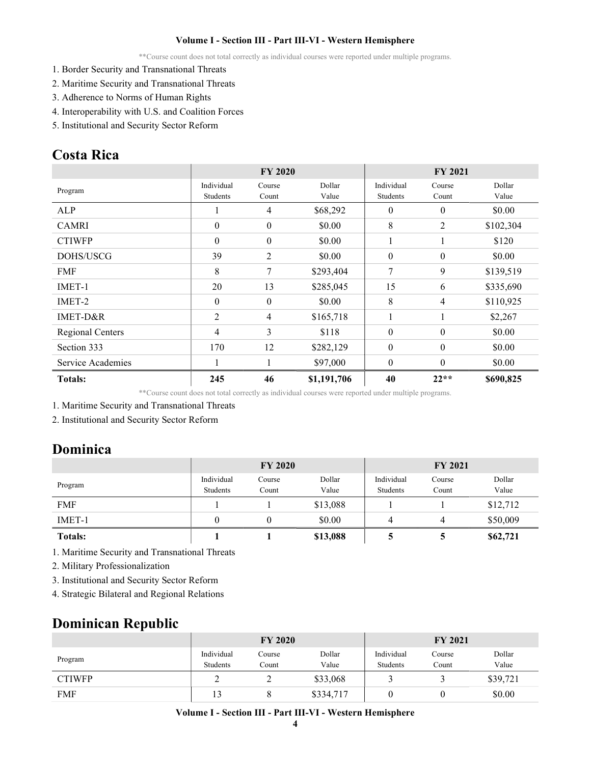**Course count does not total correctly as individual courses were reported under multiple programs.

1. Border Security and Transnational Threats
2. Maritime Security and Transnational Threats
3. Adherence to Norms of Human Rights
4. Interoperability with U.S. and Coalition Forces
5. Institutional and Security Sector Reform

## Costa Rica

| | FY 2020 | | | FY 2021 | | |
|---|---|---|---|---|---|---|
| Program | Individual Students | Course Count | Dollar Value | Individual Students | Course Count | Dollar Value |
| ALP | 1 | 4 | $68,292 | 0 | 0 | $0.00 |
| CAMRI | 0 | 0 | $0.00 | 8 | 2 | $102,304 |
| CTIWFP | 0 | 0 | $0.00 | 1 | 1 | $120 |
| DOHS/USCG | 39 | 2 | $0.00 | 0 | 0 | $0.00 |
| FMF | 8 | 7 | $293,404 | 7 | 9 | $139,519 |
| IMET-1 | 20 | 13 | $285,045 | 15 | 6 | $335,690 |
| IMET-2 | 0 | 0 | $0.00 | 8 | 4 | $110,925 |
| IMET-D&R | 2 | 4 | $165,718 | 1 | 1 | $2,267 |
| Regional Centers | 4 | 3 | $118 | 0 | 0 | $0.00 |
| Section 333 | 170 | 12 | $282,129 | 0 | 0 | $0.00 |
| Service Academies | 1 | 1 | $97,000 | 0 | 0 | $0.00 |
| **Totals:** | **245** | **46** | **$1,191,706** | **40** | **22**** | **$690,825** |

**Course count does not total correctly as individual courses were reported under multiple programs.

1. Maritime Security and Transnational Threats
2. Institutional and Security Sector Reform

## Dominica

| | FY 2020 | | | FY 2021 | | |
|---|---|---|---|---|---|---|
| Program | Individual Students | Course Count | Dollar Value | Individual Students | Course Count | Dollar Value |
| FMF | 1 | 1 | $13,088 | 1 | 1 | $12,712 |
| IMET-1 | 0 | 0 | $0.00 | 4 | 4 | $50,009 |
| **Totals:** | **1** | **1** | **$13,088** | **5** | **5** | **$62,721** |

1. Maritime Security and Transnational Threats
2. Military Professionalization
3. Institutional and Security Sector Reform
4. Strategic Bilateral and Regional Relations

## Dominican Republic

| | FY 2020 | | | FY 2021 | | |
|---|---|---|---|---|---|---|
| Program | Individual Students | Course Count | Dollar Value | Individual Students | Course Count | Dollar Value |
| CTIWFP | 2 | 2 | $33,068 | 3 | 3 | $39,721 |
| FMF | 13 | 8 | $334,717 | 0 | 0 | $0.00 |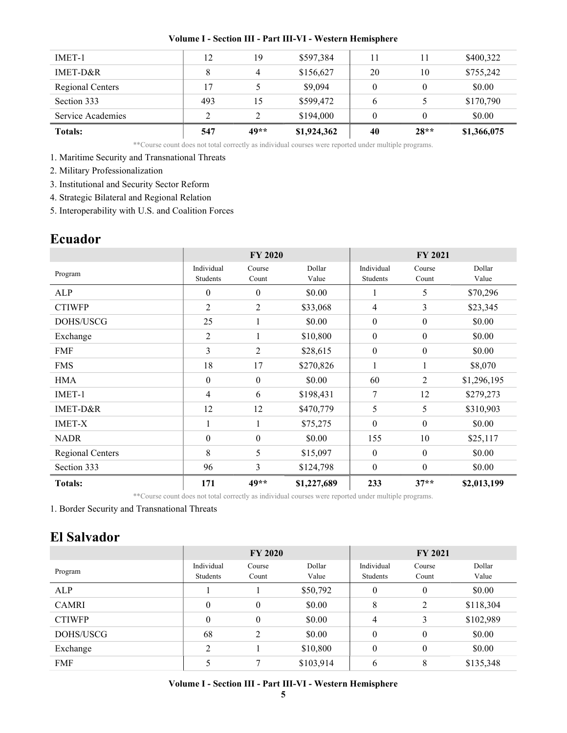| | | | | | | |
|---|---|---|---|---|---|---|
| IMET-1 | 12 | 19 | $597,384 | 11 | 11 | $400,322 |
| IMET-D&R | 8 | 4 | $156,627 | 20 | 10 | $755,242 |
| Regional Centers | 17 | 5 | $9,094 | 0 | 0 | $0.00 |
| Section 333 | 493 | 15 | $599,472 | 6 | 5 | $170,790 |
| Service Academies | 2 | 2 | $194,000 | 0 | 0 | $0.00 |
| **Totals:** | **547** | **49**** | **$1,924,362** | **40** | **28**** | **$1,366,075** |

**Course count does not total correctly as individual courses were reported under multiple programs.

1. Maritime Security and Transnational Threats
2. Military Professionalization
3. Institutional and Security Sector Reform
4. Strategic Bilateral and Regional Relation
5. Interoperability with U.S. and Coalition Forces

## Ecuador

| | FY 2020 | | | FY 2021 | | |
|---|---|---|---|---|---|---|
| Program | Individual Students | Course Count | Dollar Value | Individual Students | Course Count | Dollar Value |
| ALP | 0 | 0 | $0.00 | 1 | 5 | $70,296 |
| CTIWFP | 2 | 2 | $33,068 | 4 | 3 | $23,345 |
| DOHS/USCG | 25 | 1 | $0.00 | 0 | 0 | $0.00 |
| Exchange | 2 | 1 | $10,800 | 0 | 0 | $0.00 |
| FMF | 3 | 2 | $28,615 | 0 | 0 | $0.00 |
| FMS | 18 | 17 | $270,826 | 1 | 1 | $8,070 |
| HMA | 0 | 0 | $0.00 | 60 | 2 | $1,296,195 |
| IMET-1 | 4 | 6 | $198,431 | 7 | 12 | $279,273 |
| IMET-D&R | 12 | 12 | $470,779 | 5 | 5 | $310,903 |
| IMET-X | 1 | 1 | $75,275 | 0 | 0 | $0.00 |
| NADR | 0 | 0 | $0.00 | 155 | 10 | $25,117 |
| Regional Centers | 8 | 5 | $15,097 | 0 | 0 | $0.00 |
| Section 333 | 96 | 3 | $124,798 | 0 | 0 | $0.00 |
| **Totals:** | **171** | **49**** | **$1,227,689** | **233** | **37**** | **$2,013,199** |

**Course count does not total correctly as individual courses were reported under multiple programs.

1. Border Security and Transnational Threats

## El Salvador

| | FY 2020 | | | FY 2021 | | |
|---|---|---|---|---|---|---|
| Program | Individual Students | Course Count | Dollar Value | Individual Students | Course Count | Dollar Value |
| ALP | 1 | 1 | $50,792 | 0 | 0 | $0.00 |
| CAMRI | 0 | 0 | $0.00 | 8 | 2 | $118,304 |
| CTIWFP | 0 | 0 | $0.00 | 4 | 3 | $102,989 |
| DOHS/USCG | 68 | 2 | $0.00 | 0 | 0 | $0.00 |
| Exchange | 2 | 1 | $10,800 | 0 | 0 | $0.00 |
| FMF | 5 | 7 | $103,914 | 6 | 8 | $135,348 |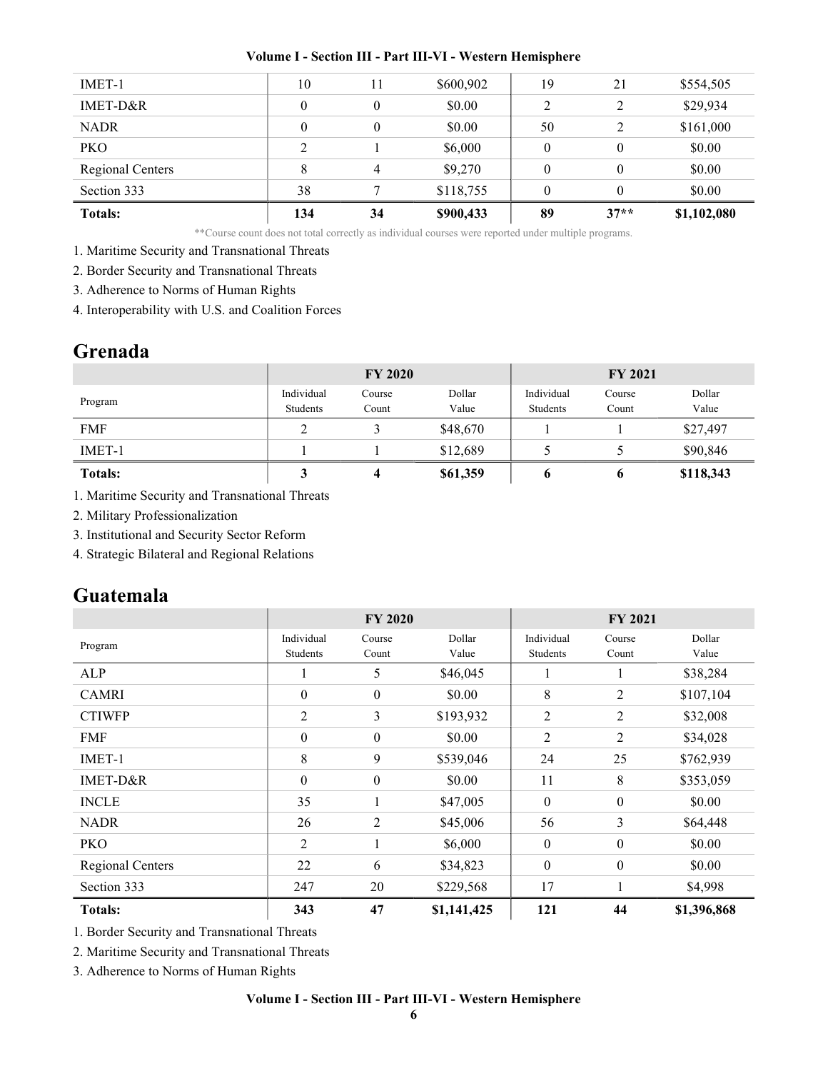| IMET-1 | 10 | 11 | $600,902 | 19 | 21 | $554,505 |
|---|---|---|---|---|---|---|
| IMET-D&R | 0 | 0 | $0.00 | 2 | 2 | $29,934 |
| NADR | 0 | 0 | $0.00 | 50 | 2 | $161,000 |
| PKO | 2 | 1 | $6,000 | 0 | 0 | $0.00 |
| Regional Centers | 8 | 4 | $9,270 | 0 | 0 | $0.00 |
| Section 333 | 38 | 7 | $118,755 | 0 | 0 | $0.00 |
| **Totals:** | **134** | **34** | **$900,433** | **89** | **37**** | **$1,102,080** |

**Course count does not total correctly as individual courses were reported under multiple programs.

1. Maritime Security and Transnational Threats
2. Border Security and Transnational Threats
3. Adherence to Norms of Human Rights
4. Interoperability with U.S. and Coalition Forces

## Grenada

| | FY 2020 | | | FY 2021 | | |
|---|---|---|---|---|---|---|
| Program | Individual Students | Course Count | Dollar Value | Individual Students | Course Count | Dollar Value |
| FMF | 2 | 3 | $48,670 | 1 | 1 | $27,497 |
| IMET-1 | 1 | 1 | $12,689 | 5 | 5 | $90,846 |
| **Totals:** | **3** | **4** | **$61,359** | **6** | **6** | **$118,343** |

1. Maritime Security and Transnational Threats
2. Military Professionalization
3. Institutional and Security Sector Reform
4. Strategic Bilateral and Regional Relations

## Guatemala

| | FY 2020 | | | FY 2021 | | |
|---|---|---|---|---|---|---|
| Program | Individual Students | Course Count | Dollar Value | Individual Students | Course Count | Dollar Value |
| ALP | 1 | 5 | $46,045 | 1 | 1 | $38,284 |
| CAMRI | 0 | 0 | $0.00 | 8 | 2 | $107,104 |
| CTIWFP | 2 | 3 | $193,932 | 2 | 2 | $32,008 |
| FMF | 0 | 0 | $0.00 | 2 | 2 | $34,028 |
| IMET-1 | 8 | 9 | $539,046 | 24 | 25 | $762,939 |
| IMET-D&R | 0 | 0 | $0.00 | 11 | 8 | $353,059 |
| INCLE | 35 | 1 | $47,005 | 0 | 0 | $0.00 |
| NADR | 26 | 2 | $45,006 | 56 | 3 | $64,448 |
| PKO | 2 | 1 | $6,000 | 0 | 0 | $0.00 |
| Regional Centers | 22 | 6 | $34,823 | 0 | 0 | $0.00 |
| Section 333 | 247 | 20 | $229,568 | 17 | 1 | $4,998 |
| **Totals:** | **343** | **47** | **$1,141,425** | **121** | **44** | **$1,396,868** |

1. Border Security and Transnational Threats
2. Maritime Security and Transnational Threats
3. Adherence to Norms of Human Rights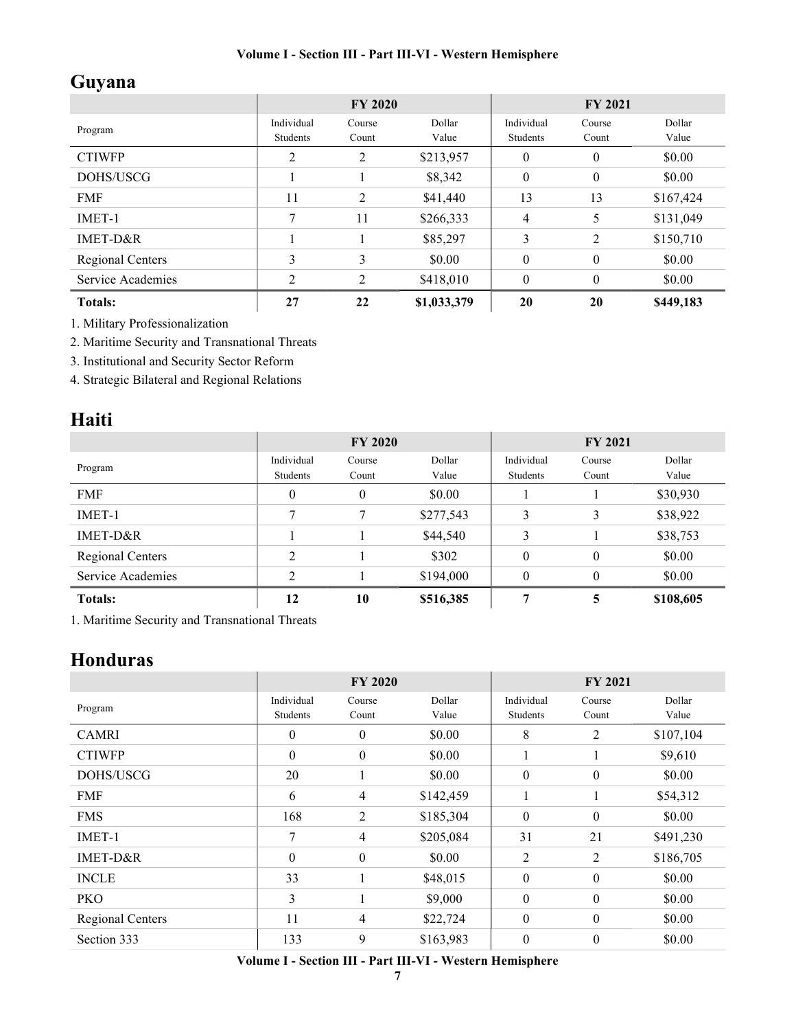## Guyana

| Program | FY 2020 | | | FY 2021 | | |
|---|---|---|---|---|---|---|
| | Individual Students | Course Count | Dollar Value | Individual Students | Course Count | Dollar Value |
| CTIWFP | 2 | 2 | $213,957 | 0 | 0 | $0.00 |
| DOHS/USCG | 1 | 1 | $8,342 | 0 | 0 | $0.00 |
| FMF | 11 | 2 | $41,440 | 13 | 13 | $167,424 |
| IMET-1 | 7 | 11 | $266,333 | 4 | 5 | $131,049 |
| IMET-D&R | 1 | 1 | $85,297 | 3 | 2 | $150,710 |
| Regional Centers | 3 | 3 | $0.00 | 0 | 0 | $0.00 |
| Service Academies | 2 | 2 | $418,010 | 0 | 0 | $0.00 |
| **Totals:** | **27** | **22** | **$1,033,379** | **20** | **20** | **$449,183** |

1. Military Professionalization
2. Maritime Security and Transnational Threats
3. Institutional and Security Sector Reform
4. Strategic Bilateral and Regional Relations

## Haiti

| Program | FY 2020 | | | FY 2021 | | |
|---|---|---|---|---|---|---|
| | Individual Students | Course Count | Dollar Value | Individual Students | Course Count | Dollar Value |
| FMF | 0 | 0 | $0.00 | 1 | 1 | $30,930 |
| IMET-1 | 7 | 7 | $277,543 | 3 | 3 | $38,922 |
| IMET-D&R | 1 | 1 | $44,540 | 3 | 1 | $38,753 |
| Regional Centers | 2 | 1 | $302 | 0 | 0 | $0.00 |
| Service Academies | 2 | 1 | $194,000 | 0 | 0 | $0.00 |
| **Totals:** | **12** | **10** | **$516,385** | **7** | **5** | **$108,605** |

1. Maritime Security and Transnational Threats

## Honduras

| Program | FY 2020 | | | FY 2021 | | |
|---|---|---|---|---|---|---|
| | Individual Students | Course Count | Dollar Value | Individual Students | Course Count | Dollar Value |
| CAMRI | 0 | 0 | $0.00 | 8 | 2 | $107,104 |
| CTIWFP | 0 | 0 | $0.00 | 1 | 1 | $9,610 |
| DOHS/USCG | 20 | 1 | $0.00 | 0 | 0 | $0.00 |
| FMF | 6 | 4 | $142,459 | 1 | 1 | $54,312 |
| FMS | 168 | 2 | $185,304 | 0 | 0 | $0.00 |
| IMET-1 | 7 | 4 | $205,084 | 31 | 21 | $491,230 |
| IMET-D&R | 0 | 0 | $0.00 | 2 | 2 | $186,705 |
| INCLE | 33 | 1 | $48,015 | 0 | 0 | $0.00 |
| PKO | 3 | 1 | $9,000 | 0 | 0 | $0.00 |
| Regional Centers | 11 | 4 | $22,724 | 0 | 0 | $0.00 |
| Section 333 | 133 | 9 | $163,983 | 0 | 0 | $0.00 |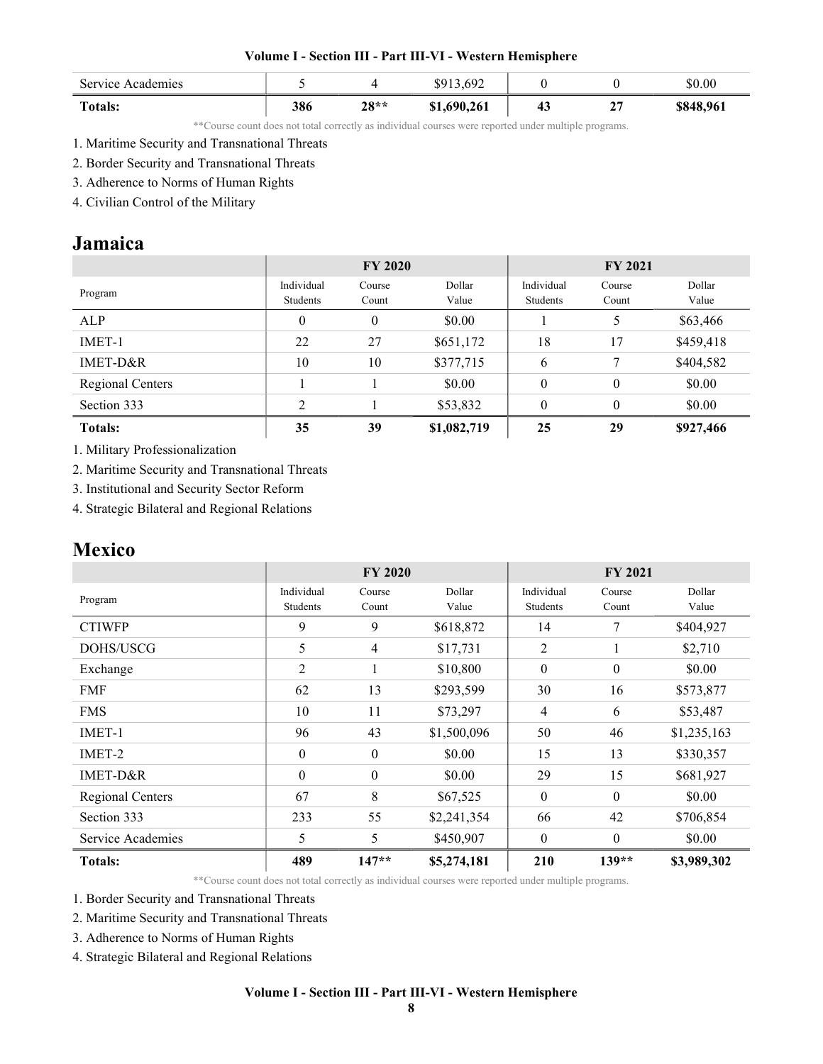| Service Academies | 5 | 4 | $913,692 | 0 | 0 | $0.00 |
|---|---|---|---|---|---|---|
| **Totals:** | **386** | **28**** | **$1,690,261** | **43** | **27** | **$848,961** |

**Course count does not total correctly as individual courses were reported under multiple programs.

1. Maritime Security and Transnational Threats
2. Border Security and Transnational Threats
3. Adherence to Norms of Human Rights
4. Civilian Control of the Military

## Jamaica

| | FY 2020 | | | FY 2021 | | |
|---|---|---|---|---|---|---|
| Program | Individual Students | Course Count | Dollar Value | Individual Students | Course Count | Dollar Value |
| ALP | 0 | 0 | $0.00 | 1 | 5 | $63,466 |
| IMET-1 | 22 | 27 | $651,172 | 18 | 17 | $459,418 |
| IMET-D&R | 10 | 10 | $377,715 | 6 | 7 | $404,582 |
| Regional Centers | 1 | 1 | $0.00 | 0 | 0 | $0.00 |
| Section 333 | 2 | 1 | $53,832 | 0 | 0 | $0.00 |
| **Totals:** | **35** | **39** | **$1,082,719** | **25** | **29** | **$927,466** |

1. Military Professionalization
2. Maritime Security and Transnational Threats
3. Institutional and Security Sector Reform
4. Strategic Bilateral and Regional Relations

## Mexico

| | FY 2020 | | | FY 2021 | | |
|---|---|---|---|---|---|---|
| Program | Individual Students | Course Count | Dollar Value | Individual Students | Course Count | Dollar Value |
| CTIWFP | 9 | 9 | $618,872 | 14 | 7 | $404,927 |
| DOHS/USCG | 5 | 4 | $17,731 | 2 | 1 | $2,710 |
| Exchange | 2 | 1 | $10,800 | 0 | 0 | $0.00 |
| FMF | 62 | 13 | $293,599 | 30 | 16 | $573,877 |
| FMS | 10 | 11 | $73,297 | 4 | 6 | $53,487 |
| IMET-1 | 96 | 43 | $1,500,096 | 50 | 46 | $1,235,163 |
| IMET-2 | 0 | 0 | $0.00 | 15 | 13 | $330,357 |
| IMET-D&R | 0 | 0 | $0.00 | 29 | 15 | $681,927 |
| Regional Centers | 67 | 8 | $67,525 | 0 | 0 | $0.00 |
| Section 333 | 233 | 55 | $2,241,354 | 66 | 42 | $706,854 |
| Service Academies | 5 | 5 | $450,907 | 0 | 0 | $0.00 |
| **Totals:** | **489** | **147**** | **$5,274,181** | **210** | **139**** | **$3,989,302** |

**Course count does not total correctly as individual courses were reported under multiple programs.

1. Border Security and Transnational Threats
2. Maritime Security and Transnational Threats
3. Adherence to Norms of Human Rights
4. Strategic Bilateral and Regional Relations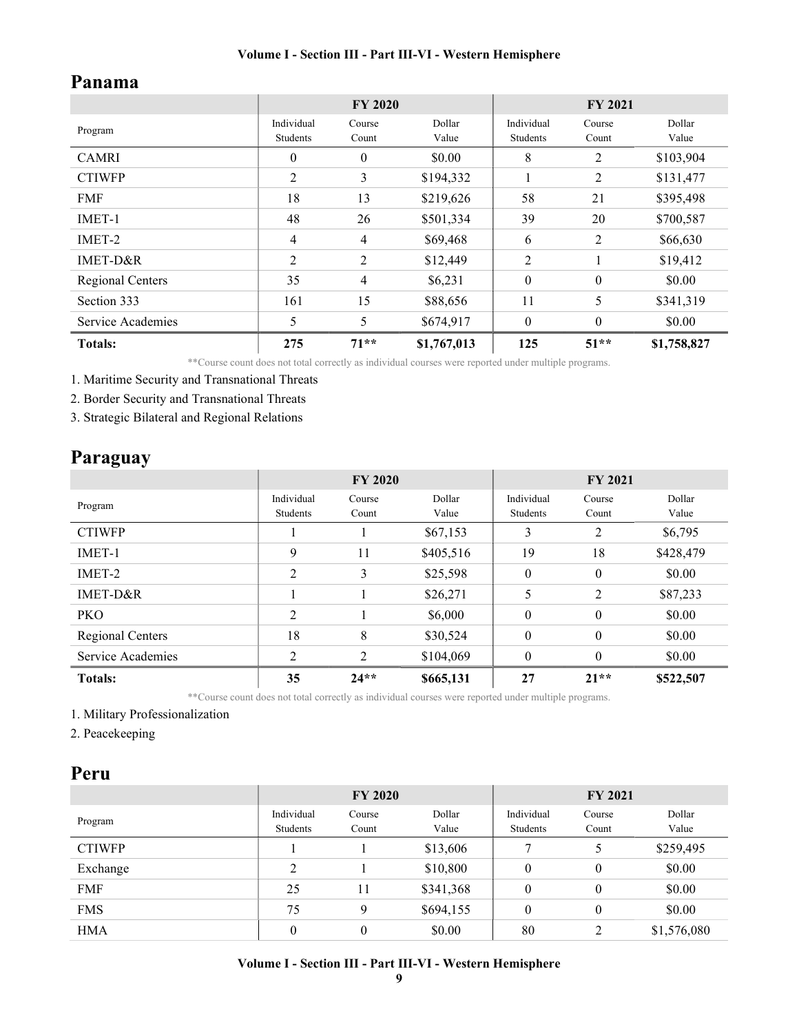## Panama

| Program | FY 2020 | | | FY 2021 | | |
|---|---|---|---|---|---|---|
| | Individual Students | Course Count | Dollar Value | Individual Students | Course Count | Dollar Value |
| CAMRI | 0 | 0 | $0.00 | 8 | 2 | $103,904 |
| CTIWFP | 2 | 3 | $194,332 | 1 | 2 | $131,477 |
| FMF | 18 | 13 | $219,626 | 58 | 21 | $395,498 |
| IMET-1 | 48 | 26 | $501,334 | 39 | 20 | $700,587 |
| IMET-2 | 4 | 4 | $69,468 | 6 | 2 | $66,630 |
| IMET-D&R | 2 | 2 | $12,449 | 2 | 1 | $19,412 |
| Regional Centers | 35 | 4 | $6,231 | 0 | 0 | $0.00 |
| Section 333 | 161 | 15 | $88,656 | 11 | 5 | $341,319 |
| Service Academies | 5 | 5 | $674,917 | 0 | 0 | $0.00 |
| **Totals:** | **275** | **71****| **$1,767,013** | **125** | **51**** | **$1,758,827** |

**Course count does not total correctly as individual courses were reported under multiple programs.

1. Maritime Security and Transnational Threats
2. Border Security and Transnational Threats
3. Strategic Bilateral and Regional Relations

## Paraguay

| Program | FY 2020 | | | FY 2021 | | |
|---|---|---|---|---|---|---|
| | Individual Students | Course Count | Dollar Value | Individual Students | Course Count | Dollar Value |
| CTIWFP | 1 | 1 | $67,153 | 3 | 2 | $6,795 |
| IMET-1 | 9 | 11 | $405,516 | 19 | 18 | $428,479 |
| IMET-2 | 2 | 3 | $25,598 | 0 | 0 | $0.00 |
| IMET-D&R | 1 | 1 | $26,271 | 5 | 2 | $87,233 |
| PKO | 2 | 1 | $6,000 | 0 | 0 | $0.00 |
| Regional Centers | 18 | 8 | $30,524 | 0 | 0 | $0.00 |
| Service Academies | 2 | 2 | $104,069 | 0 | 0 | $0.00 |
| **Totals:** | **35** | **24**** | **$665,131** | **27** | **21**** | **$522,507** |

**Course count does not total correctly as individual courses were reported under multiple programs.

1. Military Professionalization
2. Peacekeeping

## Peru

| Program | FY 2020 | | | FY 2021 | | |
|---|---|---|---|---|---|---|
| | Individual Students | Course Count | Dollar Value | Individual Students | Course Count | Dollar Value |
| CTIWFP | 1 | 1 | $13,606 | 7 | 5 | $259,495 |
| Exchange | 2 | 1 | $10,800 | 0 | 0 | $0.00 |
| FMF | 25 | 11 | $341,368 | 0 | 0 | $0.00 |
| FMS | 75 | 9 | $694,155 | 0 | 0 | $0.00 |
| HMA | 0 | 0 | $0.00 | 80 | 2 | $1,576,080 |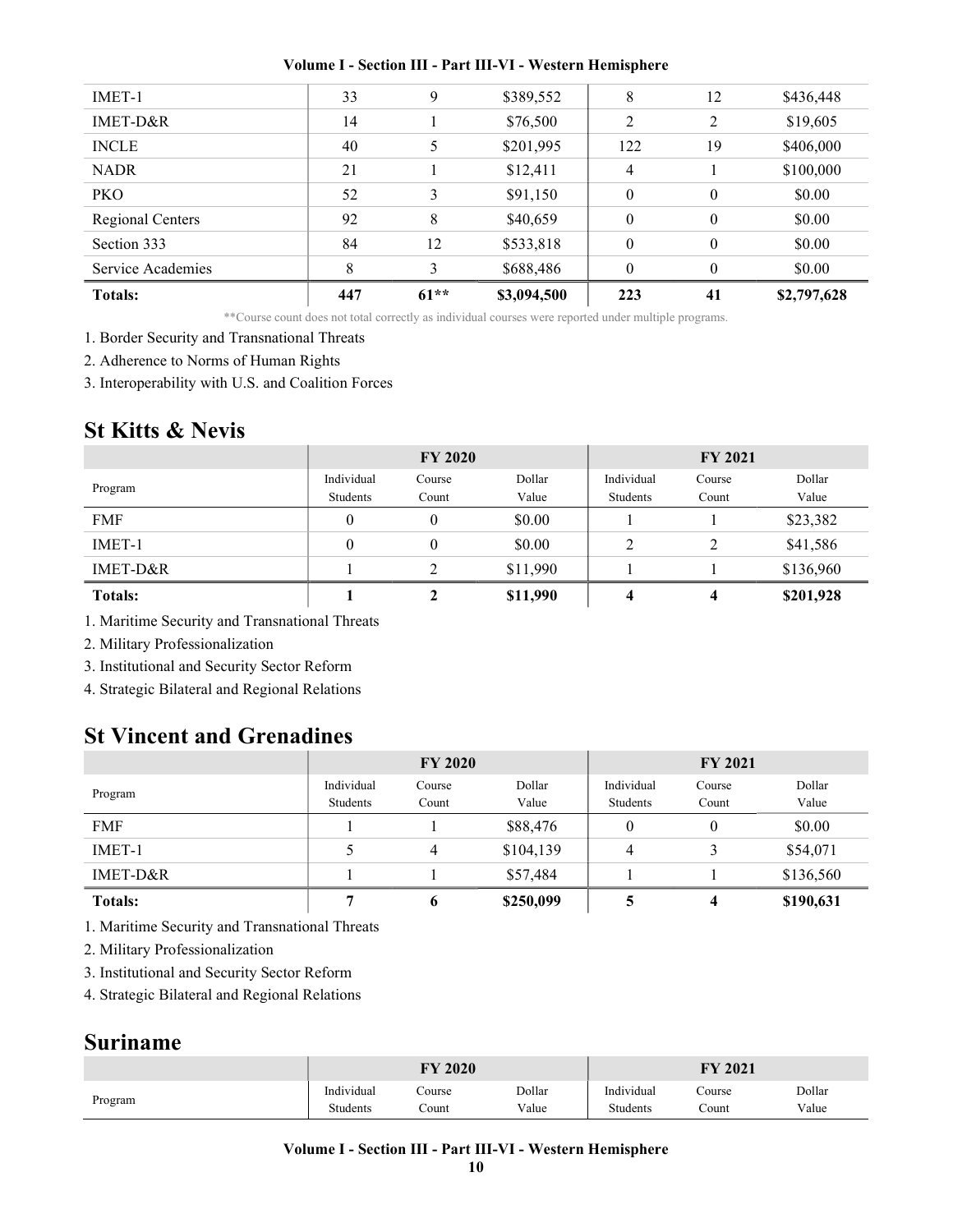| IMET-1 | 33 | 9 | $389,552 | 8 | 12 | $436,448 |
|---|---|---|---|---|---|---|
| IMET-D&R | 14 | 1 | $76,500 | 2 | 2 | $19,605 |
| INCLE | 40 | 5 | $201,995 | 122 | 19 | $406,000 |
| NADR | 21 | 1 | $12,411 | 4 | 1 | $100,000 |
| PKO | 52 | 3 | $91,150 | 0 | 0 | $0.00 |
| Regional Centers | 92 | 8 | $40,659 | 0 | 0 | $0.00 |
| Section 333 | 84 | 12 | $533,818 | 0 | 0 | $0.00 |
| Service Academies | 8 | 3 | $688,486 | 0 | 0 | $0.00 |
| **Totals:** | **447** | **61**** | **$3,094,500** | **223** | **41** | **$2,797,628** |

**Course count does not total correctly as individual courses were reported under multiple programs.

1. Border Security and Transnational Threats
2. Adherence to Norms of Human Rights
3. Interoperability with U.S. and Coalition Forces

## St Kitts & Nevis

| | FY 2020 | | | FY 2021 | | |
|---|---|---|---|---|---|---|
| Program | Individual Students | Course Count | Dollar Value | Individual Students | Course Count | Dollar Value |
| FMF | 0 | 0 | $0.00 | 1 | 1 | $23,382 |
| IMET-1 | 0 | 0 | $0.00 | 2 | 2 | $41,586 |
| IMET-D&R | 1 | 2 | $11,990 | 1 | 1 | $136,960 |
| **Totals:** | **1** | **2** | **$11,990** | **4** | **4** | **$201,928** |

1. Maritime Security and Transnational Threats
2. Military Professionalization
3. Institutional and Security Sector Reform
4. Strategic Bilateral and Regional Relations

## St Vincent and Grenadines

| | FY 2020 | | | FY 2021 | | |
|---|---|---|---|---|---|---|
| Program | Individual Students | Course Count | Dollar Value | Individual Students | Course Count | Dollar Value |
| FMF | 1 | 1 | $88,476 | 0 | 0 | $0.00 |
| IMET-1 | 5 | 4 | $104,139 | 4 | 3 | $54,071 |
| IMET-D&R | 1 | 1 | $57,484 | 1 | 1 | $136,560 |
| **Totals:** | **7** | **6** | **$250,099** | **5** | **4** | **$190,631** |

1. Maritime Security and Transnational Threats
2. Military Professionalization
3. Institutional and Security Sector Reform
4. Strategic Bilateral and Regional Relations

## Suriname

| | FY 2020 | | | FY 2021 | | |
|---|---|---|---|---|---|---|
| Program | Individual Students | Course Count | Dollar Value | Individual Students | Course Count | Dollar Value |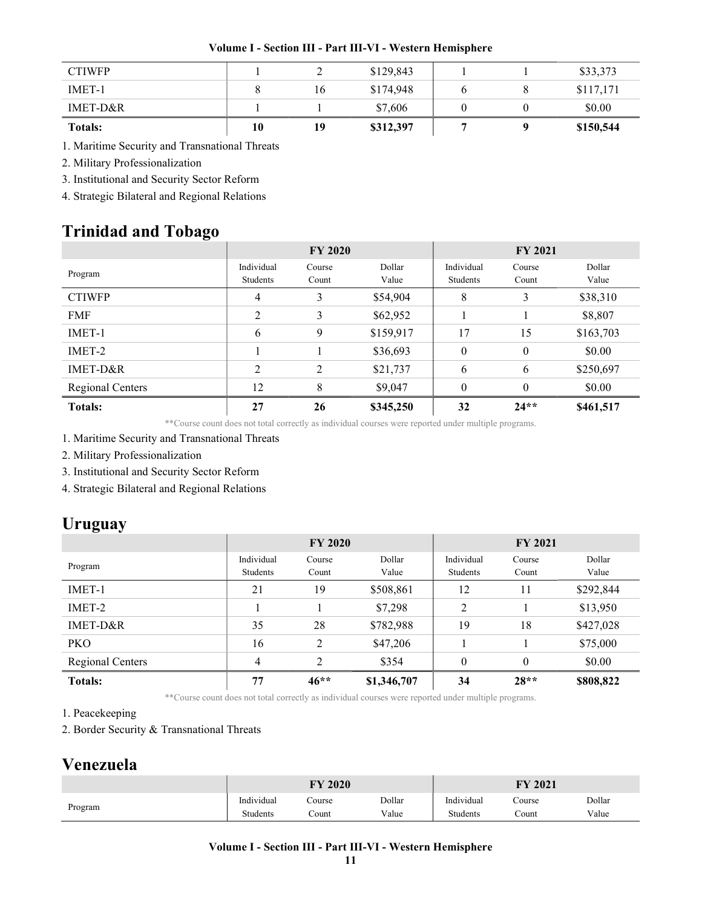| CTIWFP | 1 | 2 | $129,843 | 1 | 1 | $33,373 |
|---|---|---|---|---|---|---|
| IMET-1 | 8 | 16 | $174,948 | 6 | 8 | $117,171 |
| IMET-D&R | 1 | 1 | $7,606 | 0 | 0 | $0.00 |
| **Totals:** | **10** | **19** | **$312,397** | **7** | **9** | **$150,544** |

1. Maritime Security and Transnational Threats
2. Military Professionalization
3. Institutional and Security Sector Reform
4. Strategic Bilateral and Regional Relations

## Trinidad and Tobago

| | FY 2020 | | | FY 2021 | | |
|---|---|---|---|---|---|---|
| Program | Individual Students | Course Count | Dollar Value | Individual Students | Course Count | Dollar Value |
| CTIWFP | 4 | 3 | $54,904 | 8 | 3 | $38,310 |
| FMF | 2 | 3 | $62,952 | 1 | 1 | $8,807 |
| IMET-1 | 6 | 9 | $159,917 | 17 | 15 | $163,703 |
| IMET-2 | 1 | 1 | $36,693 | 0 | 0 | $0.00 |
| IMET-D&R | 2 | 2 | $21,737 | 6 | 6 | $250,697 |
| Regional Centers | 12 | 8 | $9,047 | 0 | 0 | $0.00 |
| **Totals:** | **27** | **26** | **$345,250** | **32** | **24**** | **$461,517** |

**Course count does not total correctly as individual courses were reported under multiple programs.

1. Maritime Security and Transnational Threats
2. Military Professionalization
3. Institutional and Security Sector Reform
4. Strategic Bilateral and Regional Relations

## Uruguay

| | FY 2020 | | | FY 2021 | | |
|---|---|---|---|---|---|---|
| Program | Individual Students | Course Count | Dollar Value | Individual Students | Course Count | Dollar Value |
| IMET-1 | 21 | 19 | $508,861 | 12 | 11 | $292,844 |
| IMET-2 | 1 | 1 | $7,298 | 2 | 1 | $13,950 |
| IMET-D&R | 35 | 28 | $782,988 | 19 | 18 | $427,028 |
| PKO | 16 | 2 | $47,206 | 1 | 1 | $75,000 |
| Regional Centers | 4 | 2 | $354 | 0 | 0 | $0.00 |
| **Totals:** | **77** | **46**** | **$1,346,707** | **34** | **28**** | **$808,822** |

**Course count does not total correctly as individual courses were reported under multiple programs.

1. Peacekeeping
2. Border Security & Transnational Threats

## Venezuela

| | FY 2020 | | | FY 2021 | | |
|---|---|---|---|---|---|---|
| Program | Individual Students | Course Count | Dollar Value | Individual Students | Course Count | Dollar Value |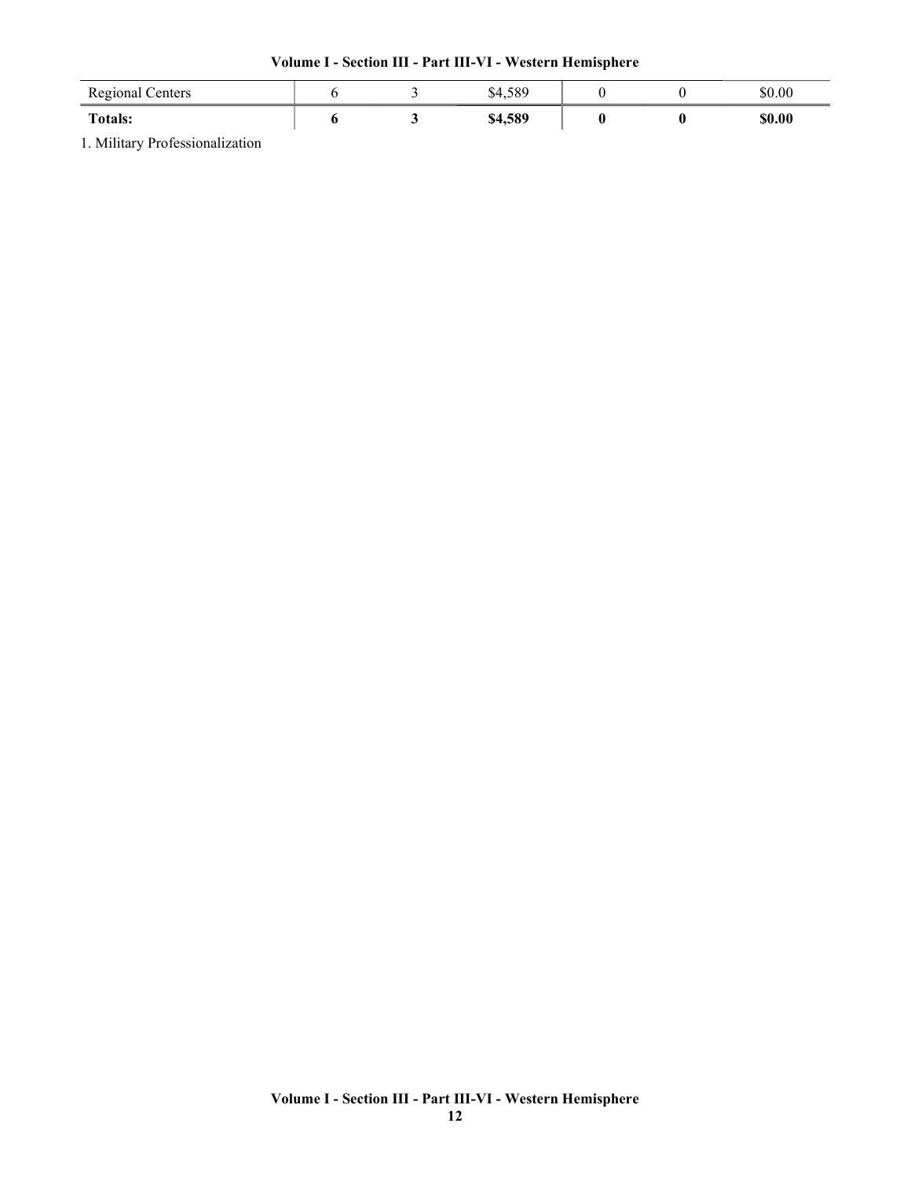| | | | | | | |
|---|---|---|---|---|---|---|
| Regional Centers | 6 | 3 | $4,589 | 0 | 0 | $0.00 |
| **Totals:** | **6** | **3** | **$4,589** | **0** | **0** | **$0.00** |

1. Military Professionalization